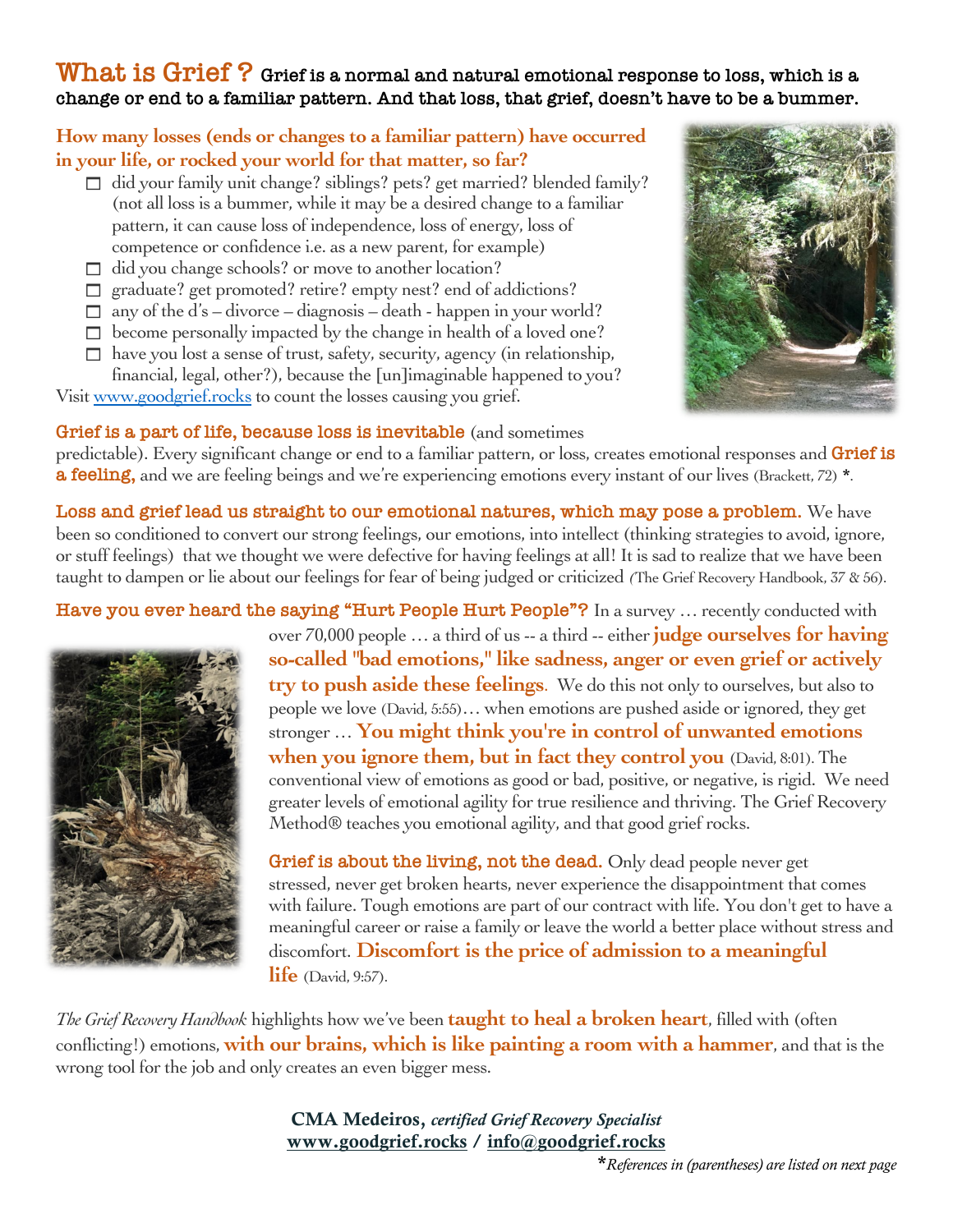# What is Grief ? Grief is a normal and natural emotional response to loss, which is a change or end to a familiar pattern. And that loss, that grief, doesn't have to be a bummer.

**How many losses (ends or changes to a familiar pattern) have occurred in your life, or rocked your world for that matter, so far?**

- ☐ did your family unit change? siblings? pets? get married? blended family? (not all loss is a bummer, while it may be a desired change to a familiar pattern, it can cause loss of independence, loss of energy, loss of competence or confidence i.e. as a new parent, for example)
- ☐ did you change schools? or move to another location?
- ☐ graduate? get promoted? retire? empty nest? end of addictions?
- ☐ any of the d's – divorce – diagnosis – death - happen in your world?
- ☐ become personally impacted by the change in health of a loved one?
- ☐ have you lost a sense of trust, safety, security, agency (in relationship, financial, legal, other?), because the [un]imaginable happened to you?

Visit www.goodgrief.rocks to count the losses causing you grief.

**Grief is a part of life, because loss is inevitable** (and sometimes predictable). Every significant change or end to a familiar pattern, or loss, creates emotional responses and **Grief is a feeling,** and we are feeling beings and we're experiencing emotions every instant of our lives (Brackett, 72) *.

**Loss and grief lead us straight to our emotional natures, which may pose a problem.** We have been so conditioned to convert our strong feelings, our emotions, into intellect (thinking strategies to avoid, ignore, or stuff feelings) that we thought we were defective for having feelings at all! It is sad to realize that we have been taught to dampen or lie about our feelings for fear of being judged or criticized (The Grief Recovery Handbook, 37 & 56).

**Have you ever heard the saying "Hurt People Hurt People"?** In a survey … recently conducted with over 70,000 people … a third of us -- a third -- either **judge ourselves for having so-called "bad emotions," like sadness, anger or even grief or actively try to push aside these feelings**. We do this not only to ourselves, but also to people we love (David, 5:55)… when emotions are pushed aside or ignored, they get stronger … **You might think you're in control of unwanted emotions when you ignore them, but in fact they control you** (David, 8:01). The conventional view of emotions as good or bad, positive, or negative, is rigid. We need greater levels of emotional agility for true resilience and thriving. The Grief Recovery Method® teaches you emotional agility, and that good grief rocks.

**Grief is about the living, not the dead.** Only dead people never get stressed, never get broken hearts, never experience the disappointment that comes with failure. Tough emotions are part of our contract with life. You don't get to have a meaningful career or raise a family or leave the world a better place without stress and discomfort. **Discomfort is the price of admission to a meaningful life** (David, 9:57).

*The Grief Recovery Handbook* highlights how we've been **taught to heal a broken heart**, filled with (often conflicting!) emotions, **with our brains, which is like painting a room with a hammer**, and that is the wrong tool for the job and only creates an even bigger mess.

**CMA Medeiros,** ***certified Grief Recovery Specialist***
**www.goodgrief.rocks / info@goodgrief.rocks**

**\****References in (parentheses) are listed on next page*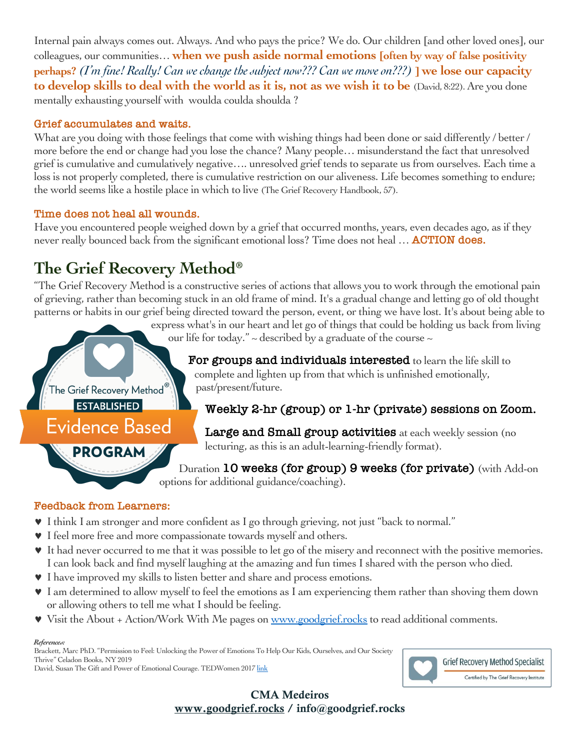Internal pain always comes out. Always. And who pays the price? We do. Our children [and other loved ones], our colleagues, our communities… **when we push aside normal emotions [often by way of false positivity perhaps?** ***(I'm fine! Really! Can we change the subject now??? Can we move on???)*** **] we lose our capacity to develop skills to deal with the world as it is, not as we wish it to be** (David, 8:22). Are you done mentally exhausting yourself with woulda coulda shoulda ?

### Grief accumulates and waits.

What are you doing with those feelings that come with wishing things had been done or said differently / better / more before the end or change had you lose the chance? Many people… misunderstand the fact that unresolved grief is cumulative and cumulatively negative…. unresolved grief tends to separate us from ourselves. Each time a loss is not properly completed, there is cumulative restriction on our aliveness. Life becomes something to endure; the world seems like a hostile place in which to live (The Grief Recovery Handbook, 57).

### Time does not heal all wounds.

Have you encountered people weighed down by a grief that occurred months, years, even decades ago, as if they never really bounced back from the significant emotional loss? Time does not heal … **ACTION does.**

## The Grief Recovery Method®

"The Grief Recovery Method is a constructive series of actions that allows you to work through the emotional pain of grieving, rather than becoming stuck in an old frame of mind. It's a gradual change and letting go of old thought patterns or habits in our grief being directed toward the person, event, or thing we have lost. It's about being able to express what's in our heart and let go of things that could be holding us back from living our life for today." ~ described by a graduate of the course ~

The Grief Recovery Method® ESTABLISHED Evidence Based PROGRAM

**For groups and individuals interested** to learn the life skill to complete and lighten up from that which is unfinished emotionally, past/present/future.

**Weekly 2-hr (group) or 1-hr (private) sessions on Zoom.**

**Large and Small group activities** at each weekly session (no lecturing, as this is an adult-learning-friendly format).

Duration **10 weeks (for group) 9 weeks (for private)** (with Add-on options for additional guidance/coaching).

### Feedback from Learners:

- ♥ I think I am stronger and more confident as I go through grieving, not just "back to normal."
- ♥ I feel more free and more compassionate towards myself and others.
- ♥ It had never occurred to me that it was possible to let go of the misery and reconnect with the positive memories. I can look back and find myself laughing at the amazing and fun times I shared with the person who died.
- ♥ I have improved my skills to listen better and share and process emotions.
- ♥ I am determined to allow myself to feel the emotions as I am experiencing them rather than shoving them down or allowing others to tell me what I should be feeling.
- ♥ Visit the About + Action/Work With Me pages on www.goodgrief.rocks to read additional comments.

***References:***

Brackett, Marc PhD. "Permission to Feel: Unlocking the Power of Emotions To Help Our Kids, Ourselves, and Our Society Thrive" Celadon Books, NY 2019

David, Susan The Gift and Power of Emotional Courage. TEDWomen 2017 link

Grief Recovery Method Specialist
Certified by The Grief Recovery Institute

**CMA Medeiros**
**www.goodgrief.rocks / info@goodgrief.rocks**